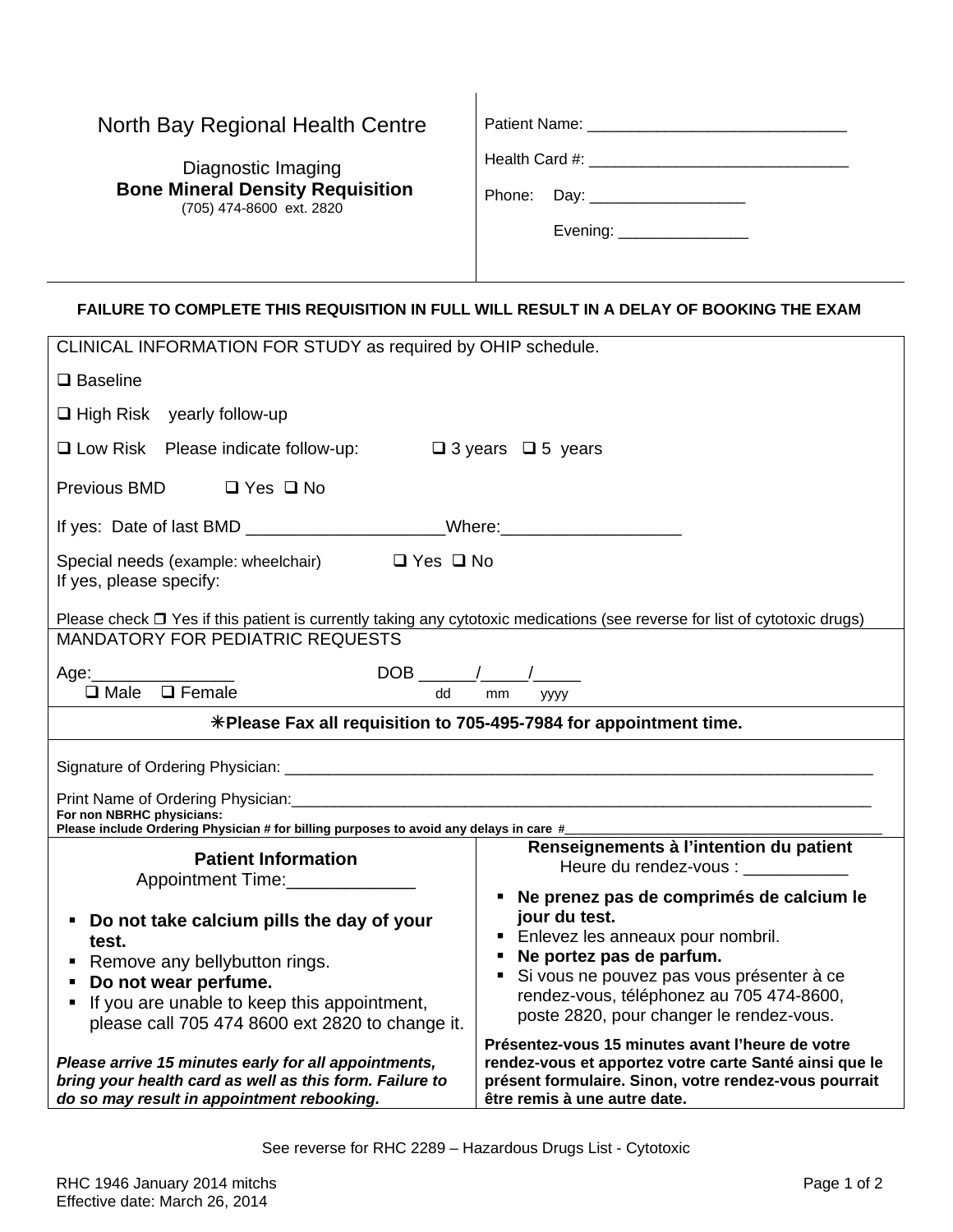North Bay Regional Health Centre

Diagnostic Imaging
**Bone Mineral Density Requisition**
(705) 474-8600 ext. 2820

Patient Name: ______________________________

Health Card #: ______________________________

Phone: Day: __________________

Evening: _______________

**FAILURE TO COMPLETE THIS REQUISITION IN FULL WILL RESULT IN A DELAY OF BOOKING THE EXAM**

CLINICAL INFORMATION FOR STUDY as required by OHIP schedule.

❑ Baseline

❑ High Risk yearly follow-up

❑ Low Risk Please indicate follow-up: ❑ 3 years ❑ 5 years

Previous BMD ❑ Yes ❑ No

If yes: Date of last BMD ____________________Where:__________________

Special needs (example: wheelchair) ❑ Yes ❑ No
If yes, please specify:

Please check ❑ Yes if this patient is currently taking any cytotoxic medications (see reverse for list of cytotoxic drugs)

MANDATORY FOR PEDIATRIC REQUESTS

Age:_______________ DOB ______/_____/_____ (dd mm yyyy)
❑ Male ❑ Female

**✳Please Fax all requisition to 705-495-7984 for appointment time.**

Signature of Ordering Physician: ______________________________________________________________________

Print Name of Ordering Physician:______________________________________________________________________
**For non NBRHC physicians:**
**Please include Ordering Physician # for billing purposes to avoid any delays in care #**__________________________

**Patient Information**
Appointment Time:_____________

- **Do not take calcium pills the day of your test.**
- Remove any bellybutton rings.
- **Do not wear perfume.**
- If you are unable to keep this appointment, please call 705 474 8600 ext 2820 to change it.

***Please arrive 15 minutes early for all appointments, bring your health card as well as this form. Failure to do so may result in appointment rebooking.***

**Renseignements à l'intention du patient**
Heure du rendez-vous : ___________

- **Ne prenez pas de comprimés de calcium le jour du test.**
- Enlevez les anneaux pour nombril.
- **Ne portez pas de parfum.**
- Si vous ne pouvez pas vous présenter à ce rendez-vous, téléphonez au 705 474-8600, poste 2820, pour changer le rendez-vous.

**Présentez-vous 15 minutes avant l'heure de votre rendez-vous et apportez votre carte Santé ainsi que le présent formulaire. Sinon, votre rendez-vous pourrait être remis à une autre date.**

See reverse for RHC 2289 – Hazardous Drugs List - Cytotoxic

RHC 1946 January 2014 mitchs
Effective date: March 26, 2014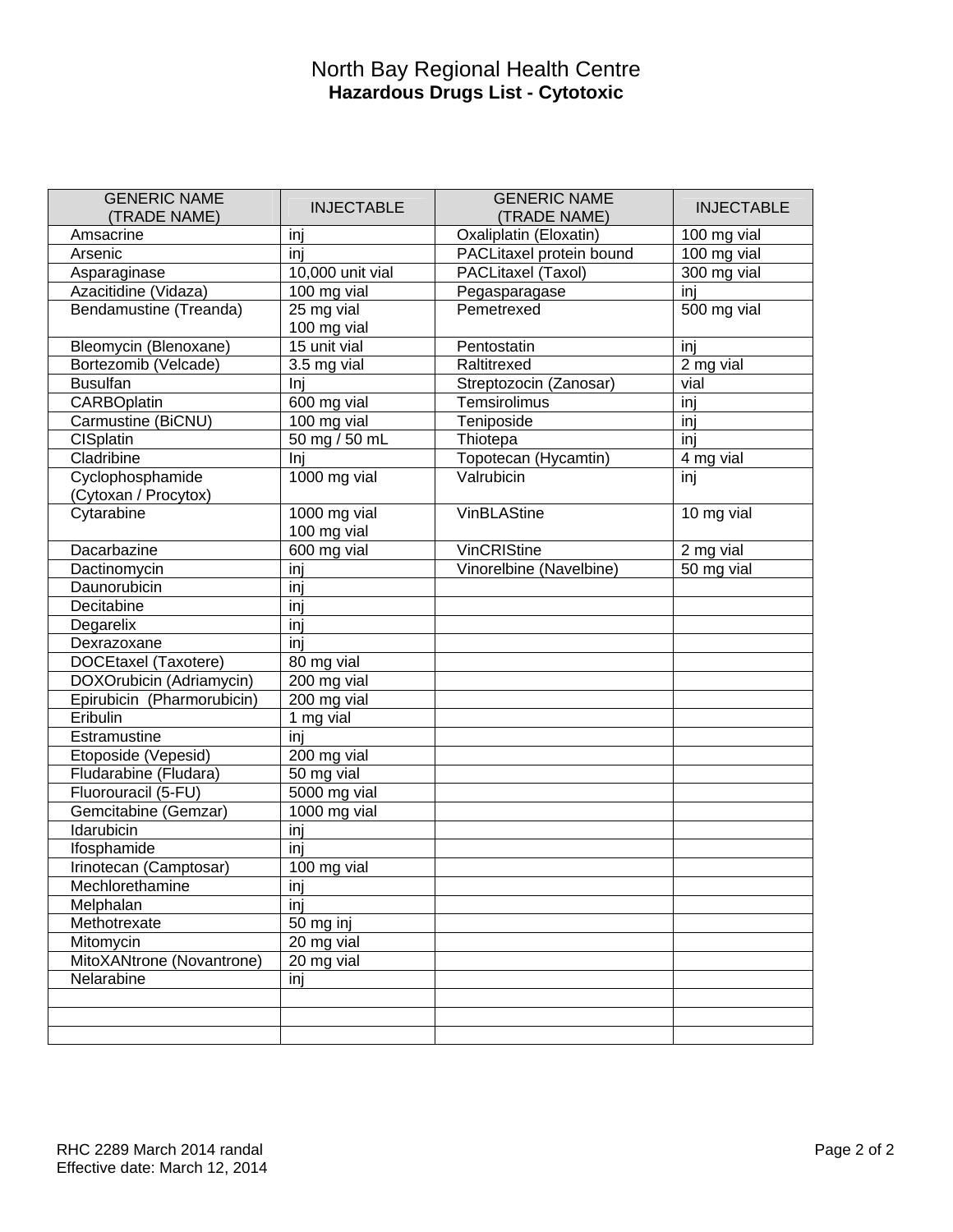# North Bay Regional Health Centre

## Hazardous Drugs List - Cytotoxic

| GENERIC NAME (TRADE NAME) | INJECTABLE | GENERIC NAME (TRADE NAME) | INJECTABLE |
|---|---|---|---|
| Amsacrine | inj | Oxaliplatin (Eloxatin) | 100 mg vial |
| Arsenic | inj | PACLitaxel protein bound | 100 mg vial |
| Asparaginase | 10,000 unit vial | PACLitaxel (Taxol) | 300 mg vial |
| Azacitidine (Vidaza) | 100 mg vial | Pegasparagase | inj |
| Bendamustine (Treanda) | 25 mg vial<br>100 mg vial | Pemetrexed | 500 mg vial |
| Bleomycin (Blenoxane) | 15 unit vial | Pentostatin | inj |
| Bortezomib (Velcade) | 3.5 mg vial | Raltitrexed | 2 mg vial |
| Busulfan | Inj | Streptozocin (Zanosar) | vial |
| CARBOplatin | 600 mg vial | Temsirolimus | inj |
| Carmustine (BiCNU) | 100 mg vial | Teniposide | inj |
| CISplatin | 50 mg / 50 mL | Thiotepa | inj |
| Cladribine | Inj | Topotecan (Hycamtin) | 4 mg vial |
| Cyclophosphamide (Cytoxan / Procytox) | 1000 mg vial | Valrubicin | inj |
| Cytarabine | 1000 mg vial<br>100 mg vial | VinBLAStine | 10 mg vial |
| Dacarbazine | 600 mg vial | VinCRIStine | 2 mg vial |
| Dactinomycin | inj | Vinorelbine (Navelbine) | 50 mg vial |
| Daunorubicin | inj | | |
| Decitabine | inj | | |
| Degarelix | inj | | |
| Dexrazoxane | inj | | |
| DOCEtaxel (Taxotere) | 80 mg vial | | |
| DOXOrubicin (Adriamycin) | 200 mg vial | | |
| Epirubicin (Pharmorubicin) | 200 mg vial | | |
| Eribulin | 1 mg vial | | |
| Estramustine | inj | | |
| Etoposide (Vepesid) | 200 mg vial | | |
| Fludarabine (Fludara) | 50 mg vial | | |
| Fluorouracil (5-FU) | 5000 mg vial | | |
| Gemcitabine (Gemzar) | 1000 mg vial | | |
| Idarubicin | inj | | |
| Ifosphamide | inj | | |
| Irinotecan (Camptosar) | 100 mg vial | | |
| Mechlorethamine | inj | | |
| Melphalan | inj | | |
| Methotrexate | 50 mg inj | | |
| Mitomycin | 20 mg vial | | |
| MitoXANtrone (Novantrone) | 20 mg vial | | |
| Nelarabine | inj | | |
| | | | |
| | | | |
| | | | |

RHC 2289 March 2014 randal
Effective date: March 12, 2014